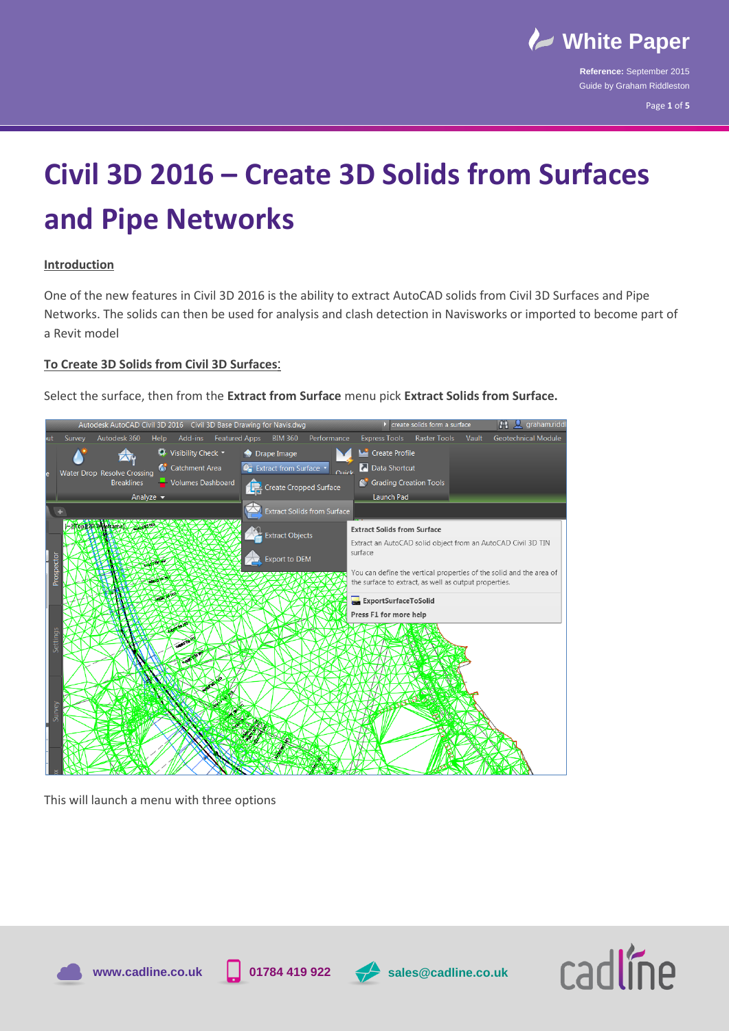# Civil 3D 2016 – Create 3D Solids from Surfaces and Pipe Networks

## Introduction

One of the new features in Civil 3D 2016 is the ability to extract AutoCAD solids from Civil 3D Surfaces and Pipe Networks. The solids can then be used for analysis and clash detection in Navisworks or imported to become part of a Revit model

## To Create 3D Solids from Civil 3D Surfaces:

Select the surface, then from the **Extract from Surface** menu pick **Extract Solids from Surface.**

This will launch a menu with three options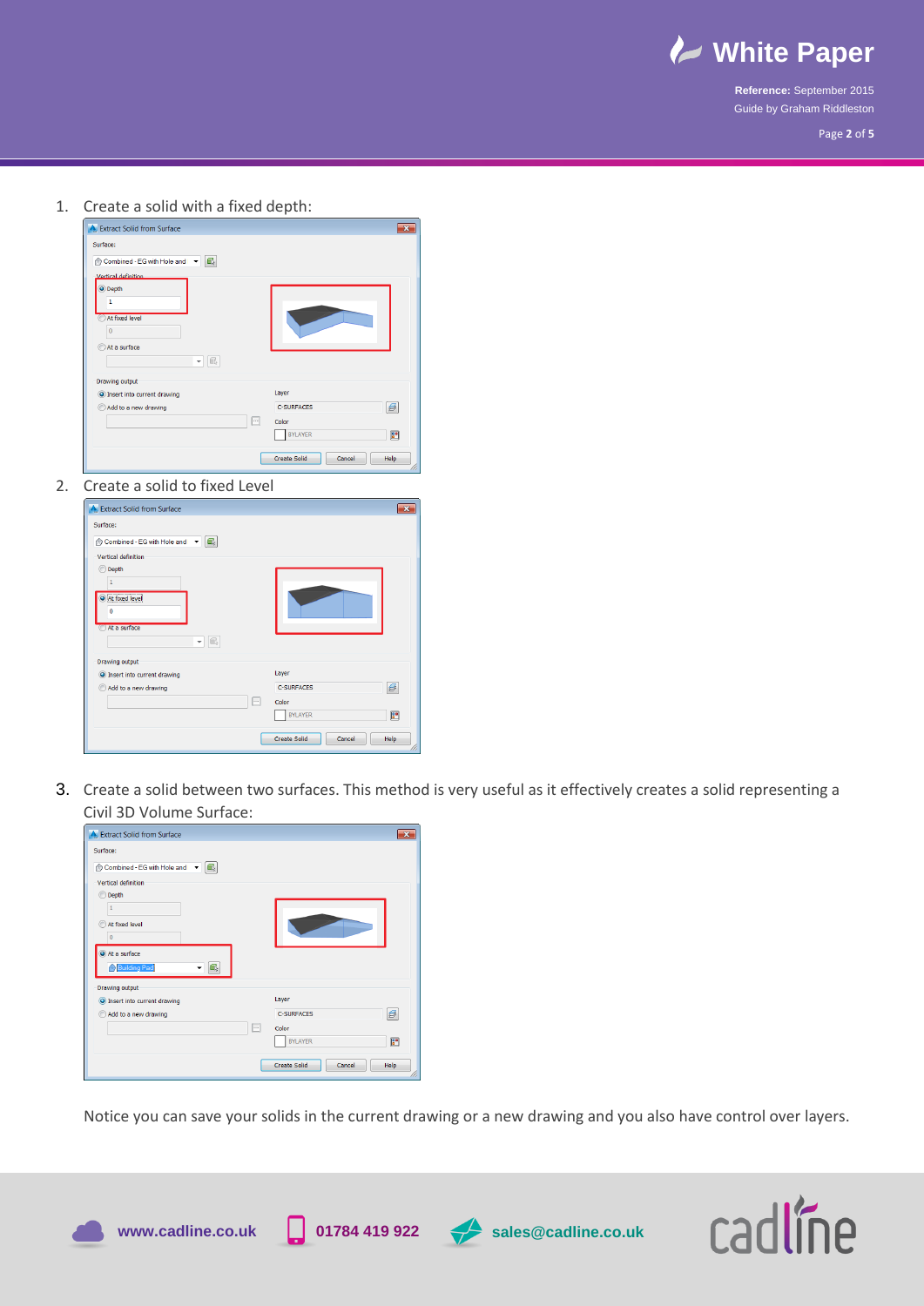1. Create a solid with a fixed depth:

2. Create a solid to fixed Level

3. Create a solid between two surfaces. This method is very useful as it effectively creates a solid representing a Civil 3D Volume Surface:

Notice you can save your solids in the current drawing or a new drawing and you also have control over layers.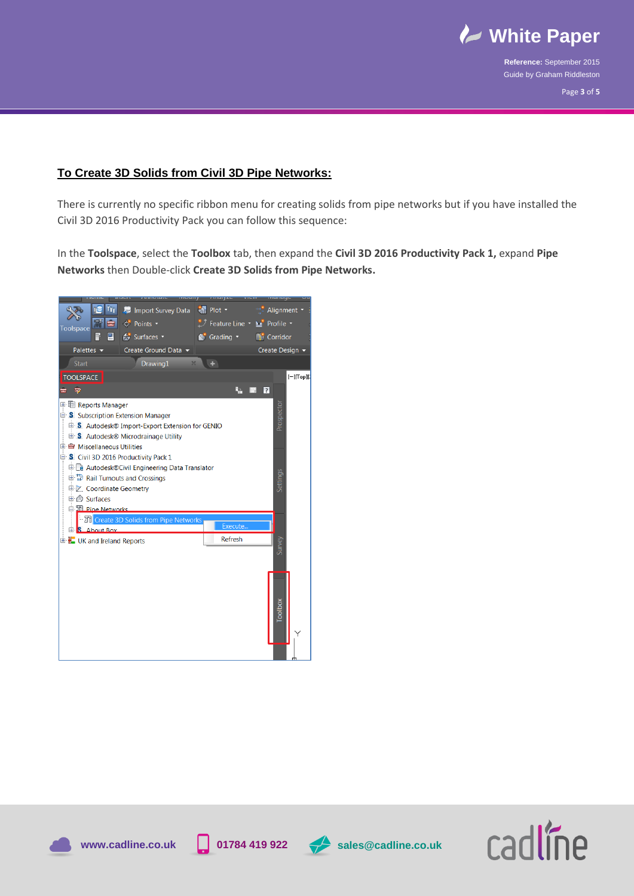## To Create 3D Solids from Civil 3D Pipe Networks:

There is currently no specific ribbon menu for creating solids from pipe networks but if you have installed the Civil 3D 2016 Productivity Pack you can follow this sequence:

In the **Toolspace**, select the **Toolbox** tab, then expand the **Civil 3D 2016 Productivity Pack 1,** expand **Pipe Networks** then Double-click **Create 3D Solids from Pipe Networks.**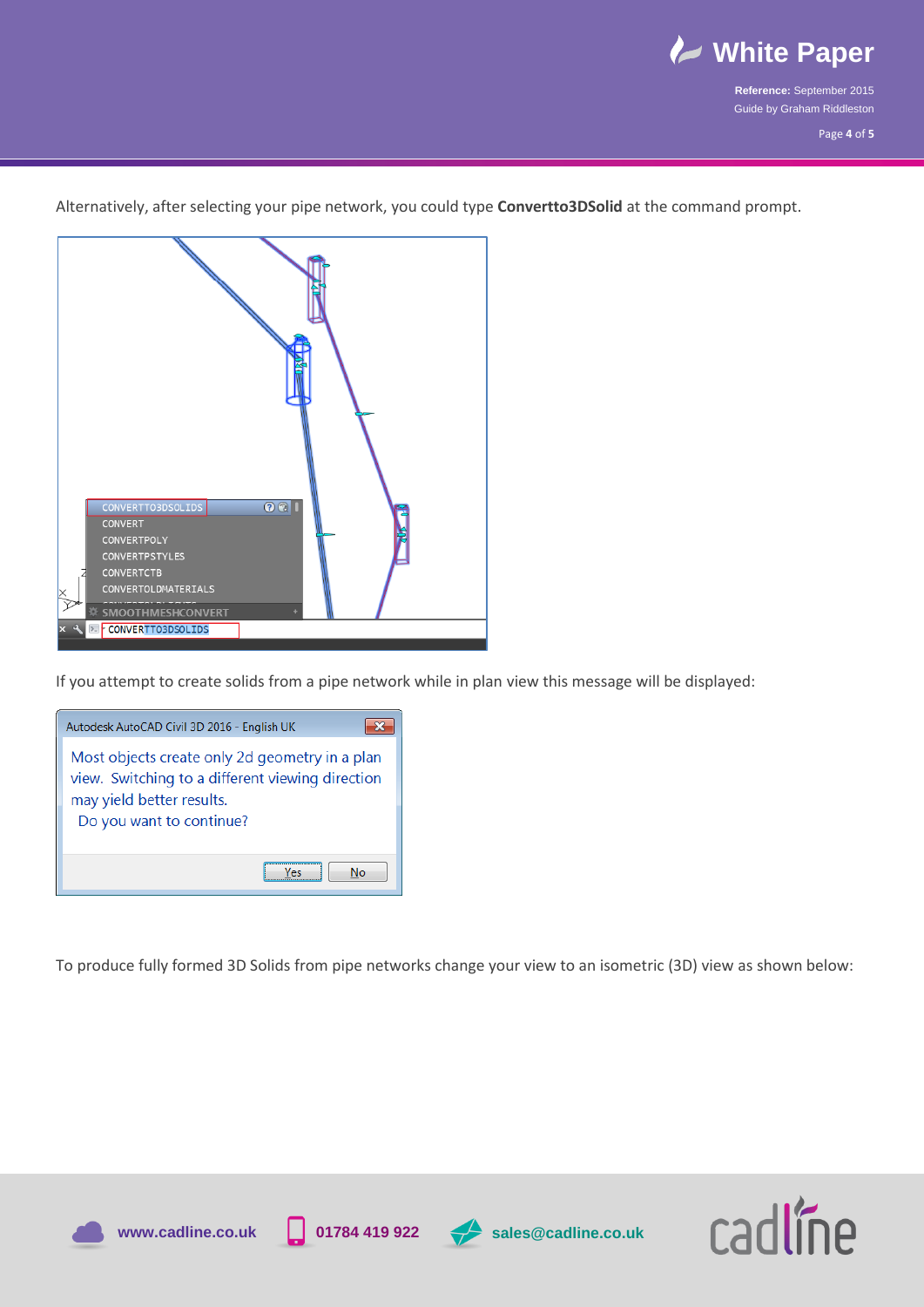Alternatively, after selecting your pipe network, you could type **Convertto3DSolid** at the command prompt.

If you attempt to create solids from a pipe network while in plan view this message will be displayed:

To produce fully formed 3D Solids from pipe networks change your view to an isometric (3D) view as shown below: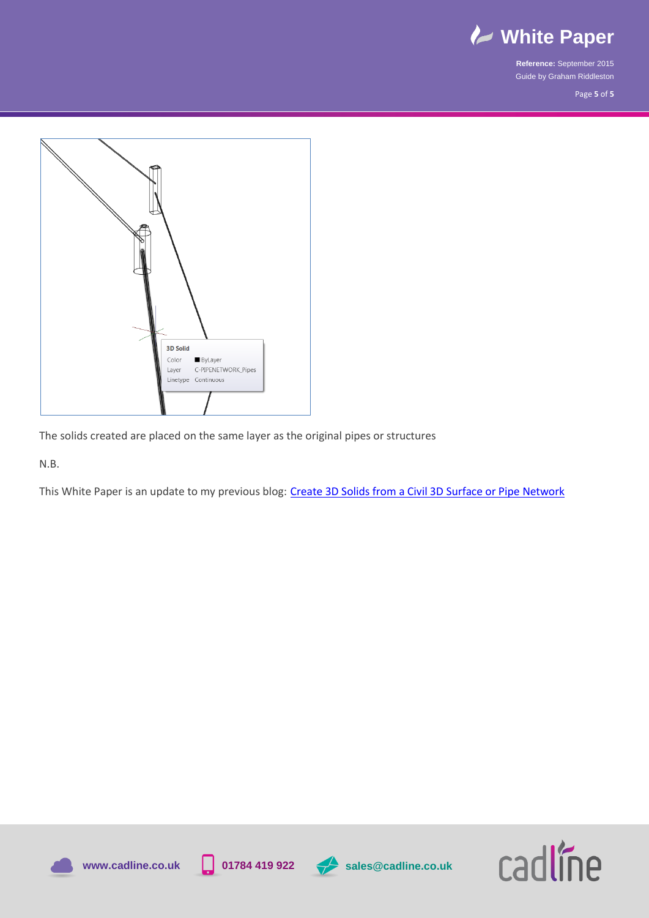The solids created are placed on the same layer as the original pipes or structures

N.B.

This White Paper is an update to my previous blog: [Create 3D Solids from a Civil 3D Surface or Pipe Network]